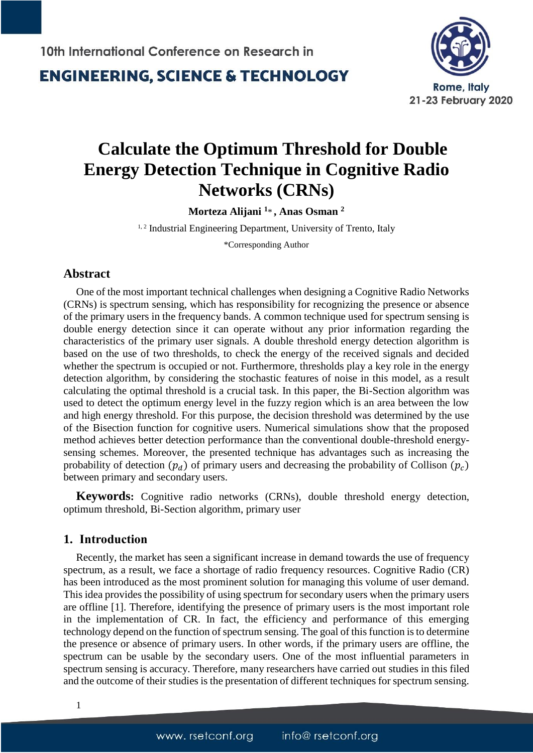# Calculate the Optimum Threshold for Double Energy Detection Technique in Cognitive Radio Networks (CRNs)

**Morteza Alijani [1]*, Anas Osman [2]**

[1, 2] Industrial Engineering Department, University of Trento, Italy

*Corresponding Author

## Abstract

One of the most important technical challenges when designing a Cognitive Radio Networks (CRNs) is spectrum sensing, which has responsibility for recognizing the presence or absence of the primary users in the frequency bands. A common technique used for spectrum sensing is double energy detection since it can operate without any prior information regarding the characteristics of the primary user signals. A double threshold energy detection algorithm is based on the use of two thresholds, to check the energy of the received signals and decided whether the spectrum is occupied or not. Furthermore, thresholds play a key role in the energy detection algorithm, by considering the stochastic features of noise in this model, as a result calculating the optimal threshold is a crucial task. In this paper, the Bi-Section algorithm was used to detect the optimum energy level in the fuzzy region which is an area between the low and high energy threshold. For this purpose, the decision threshold was determined by the use of the Bisection function for cognitive users. Numerical simulations show that the proposed method achieves better detection performance than the conventional double-threshold energy-sensing schemes. Moreover, the presented technique has advantages such as increasing the probability of detection ($p_d$) of primary users and decreasing the probability of Collison ($p_c$) between primary and secondary users.

**Keywords:** Cognitive radio networks (CRNs), double threshold energy detection, optimum threshold, Bi-Section algorithm, primary user

## 1. Introduction

Recently, the market has seen a significant increase in demand towards the use of frequency spectrum, as a result, we face a shortage of radio frequency resources. Cognitive Radio (CR) has been introduced as the most prominent solution for managing this volume of user demand. This idea provides the possibility of using spectrum for secondary users when the primary users are offline [1]. Therefore, identifying the presence of primary users is the most important role in the implementation of CR. In fact, the efficiency and performance of this emerging technology depend on the function of spectrum sensing. The goal of this function is to determine the presence or absence of primary users. In other words, if the primary users are offline, the spectrum can be usable by the secondary users. One of the most influential parameters in spectrum sensing is accuracy. Therefore, many researchers have carried out studies in this filed and the outcome of their studies is the presentation of different techniques for spectrum sensing.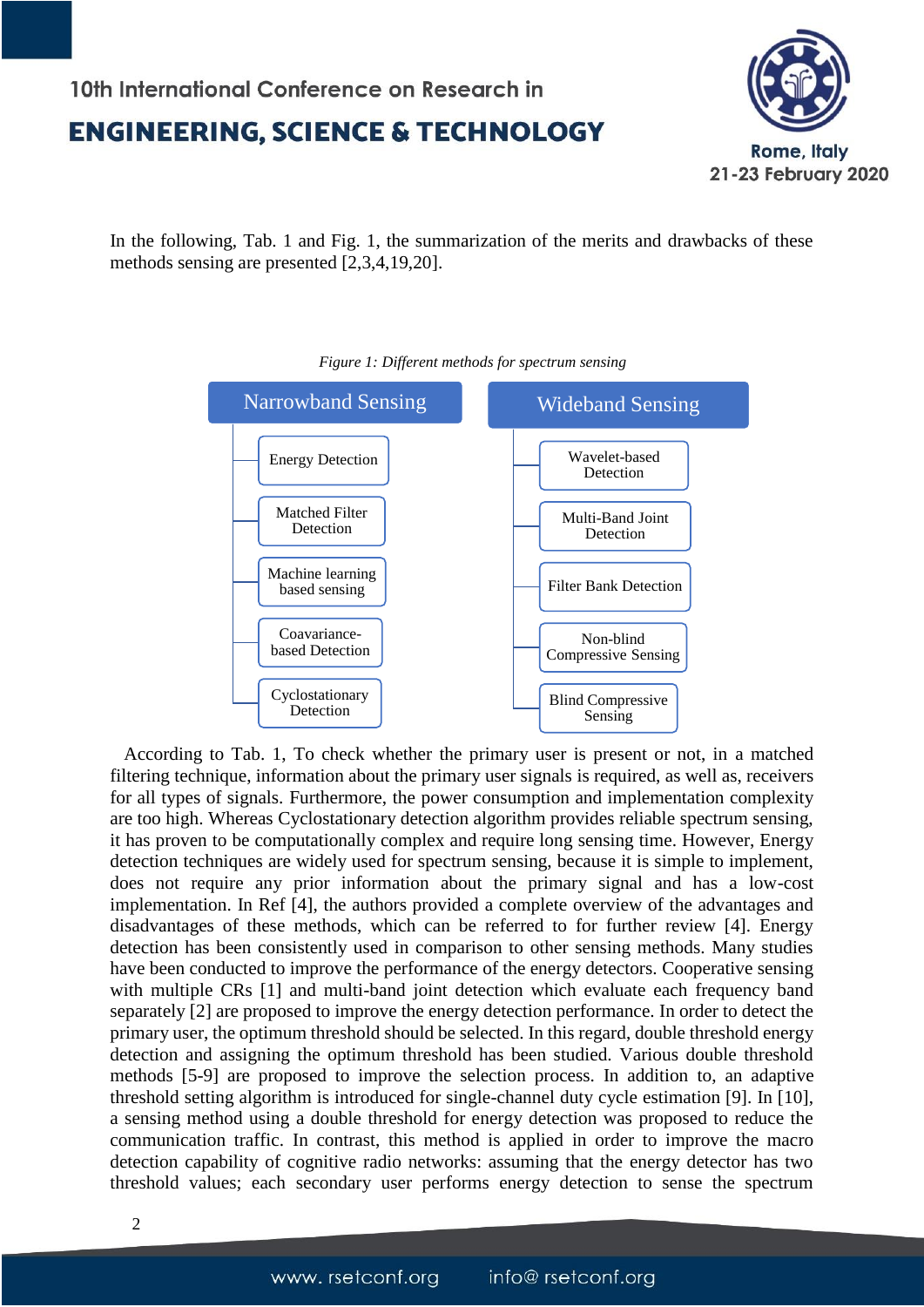In the following, Tab. 1 and Fig. 1, the summarization of the merits and drawbacks of these methods sensing are presented [2,3,4,19,20].

*Figure 1: Different methods for spectrum sensing*

| Narrowband Sensing | Wideband Sensing |
|---|---|
| Energy Detection | Wavelet-based Detection |
| Matched Filter Detection | Multi-Band Joint Detection |
| Machine learning based sensing | Filter Bank Detection |
| Coavariance-based Detection | Non-blind Compressive Sensing |
| Cyclostationary Detection | Blind Compressive Sensing |

According to Tab. 1, To check whether the primary user is present or not, in a matched filtering technique, information about the primary user signals is required, as well as, receivers for all types of signals. Furthermore, the power consumption and implementation complexity are too high. Whereas Cyclostationary detection algorithm provides reliable spectrum sensing, it has proven to be computationally complex and require long sensing time. However, Energy detection techniques are widely used for spectrum sensing, because it is simple to implement, does not require any prior information about the primary signal and has a low-cost implementation. In Ref [4], the authors provided a complete overview of the advantages and disadvantages of these methods, which can be referred to for further review [4]. Energy detection has been consistently used in comparison to other sensing methods. Many studies have been conducted to improve the performance of the energy detectors. Cooperative sensing with multiple CRs [1] and multi-band joint detection which evaluate each frequency band separately [2] are proposed to improve the energy detection performance. In order to detect the primary user, the optimum threshold should be selected. In this regard, double threshold energy detection and assigning the optimum threshold has been studied. Various double threshold methods [5-9] are proposed to improve the selection process. In addition to, an adaptive threshold setting algorithm is introduced for single-channel duty cycle estimation [9]. In [10], a sensing method using a double threshold for energy detection was proposed to reduce the communication traffic. In contrast, this method is applied in order to improve the macro detection capability of cognitive radio networks: assuming that the energy detector has two threshold values; each secondary user performs energy detection to sense the spectrum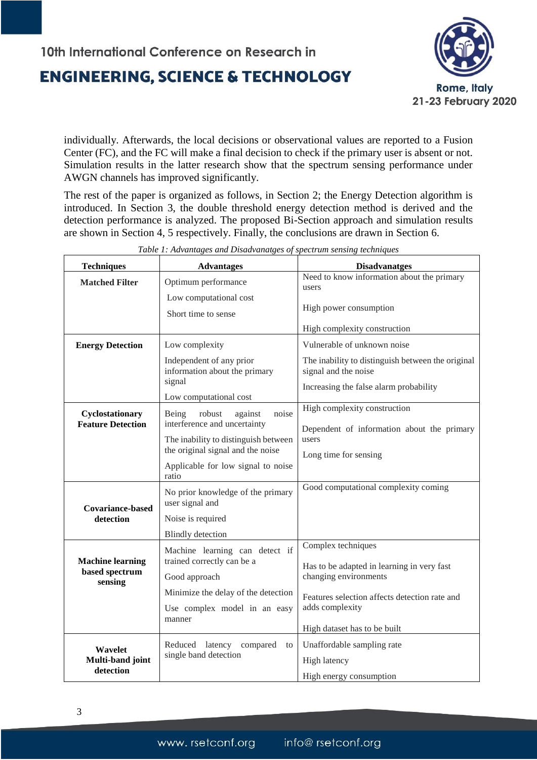individually. Afterwards, the local decisions or observational values are reported to a Fusion Center (FC), and the FC will make a final decision to check if the primary user is absent or not. Simulation results in the latter research show that the spectrum sensing performance under AWGN channels has improved significantly.

The rest of the paper is organized as follows, in Section 2; the Energy Detection algorithm is introduced. In Section 3, the double threshold energy detection method is derived and the detection performance is analyzed. The proposed Bi-Section approach and simulation results are shown in Section 4, 5 respectively. Finally, the conclusions are drawn in Section 6.

*Table 1: Advantages and Disadvanatges of spectrum sensing techniques*

| Techniques | Advantages | Disadvanatges |
|---|---|---|
| **Matched Filter** | Optimum performance<br>Low computational cost<br>Short time to sense | Need to know information about the primary users<br>High power consumption<br>High complexity construction |
| **Energy Detection** | Low complexity<br>Independent of any prior information about the primary signal<br>Low computational cost | Vulnerable of unknown noise<br>The inability to distinguish between the original signal and the noise<br>Increasing the false alarm probability |
| **Cyclostationary Feature Detection** | Being robust against noise interference and uncertainty<br>The inability to distinguish between the original signal and the noise<br>Applicable for low signal to noise ratio | High complexity construction<br>Dependent of information about the primary users<br>Long time for sensing |
| **Covariance-based detection** | No prior knowledge of the primary user signal and<br>Noise is required<br>Blindly detection | Good computational complexity coming |
| **Machine learning based spectrum sensing** | Machine learning can detect if trained correctly can be a<br>Good approach<br>Minimize the delay of the detection<br>Use complex model in an easy manner | Complex techniques<br>Has to be adapted in learning in very fast changing environments<br>Features selection affects detection rate and adds complexity<br>High dataset has to be built |
| **Wavelet Multi-band joint detection** | Reduced latency compared to single band detection | Unaffordable sampling rate<br>High latency<br>High energy consumption |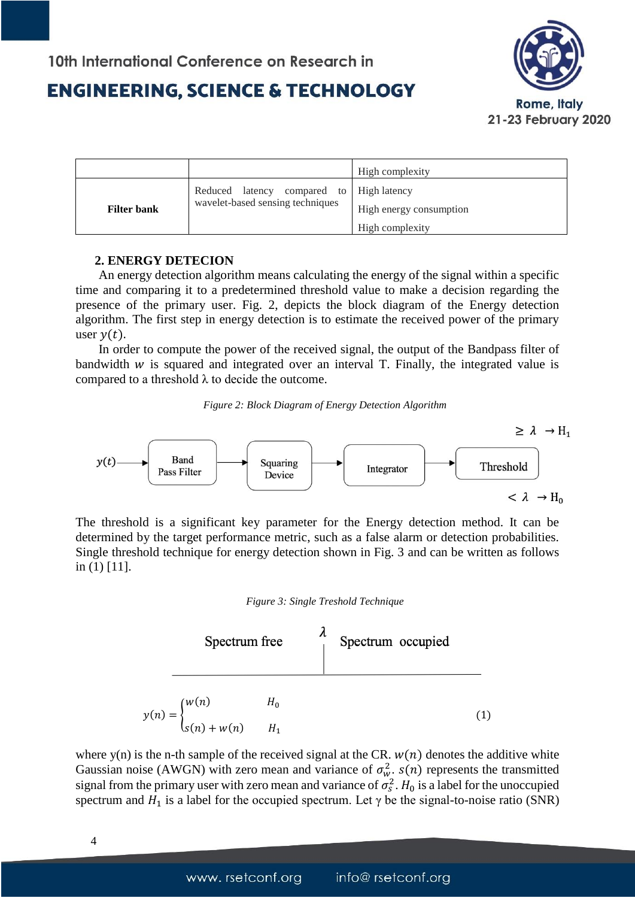| | | High complexity |
|---|---|---|
| **Filter bank** | Reduced latency compared to wavelet-based sensing techniques | High latency<br>High energy consumption<br>High complexity |

### 2. ENERGY DETECION

An energy detection algorithm means calculating the energy of the signal within a specific time and comparing it to a predetermined threshold value to make a decision regarding the presence of the primary user. Fig. 2, depicts the block diagram of the Energy detection algorithm. The first step in energy detection is to estimate the received power of the primary user $y(t)$.

In order to compute the power of the received signal, the output of the Bandpass filter of bandwidth $w$ is squared and integrated over an interval T. Finally, the integrated value is compared to a threshold λ to decide the outcome.

*Figure 2: Block Diagram of Energy Detection Algorithm*

$y(t)$ → Band Pass Filter → Squaring Device → Integrator → Threshold ($\geq \lambda \rightarrow H_1$; $< \lambda \rightarrow H_0$)

The threshold is a significant key parameter for the Energy detection method. It can be determined by the target performance metric, such as a false alarm or detection probabilities. Single threshold technique for energy detection shown in Fig. 3 and can be written as follows in (1) [11].

*Figure 3: Single Treshold Technique*

Spectrum free | $\lambda$ | Spectrum occupied

$$y(n) = \begin{cases} w(n) & H_0 \\ s(n) + w(n) & H_1 \end{cases} \tag{1}$$

where y(n) is the n-th sample of the received signal at the CR. $w(n)$ denotes the additive white Gaussian noise (AWGN) with zero mean and variance of $\sigma_w^2$. $s(n)$ represents the transmitted signal from the primary user with zero mean and variance of $\sigma_s^2$. $H_0$ is a label for the unoccupied spectrum and $H_1$ is a label for the occupied spectrum. Let γ be the signal-to-noise ratio (SNR)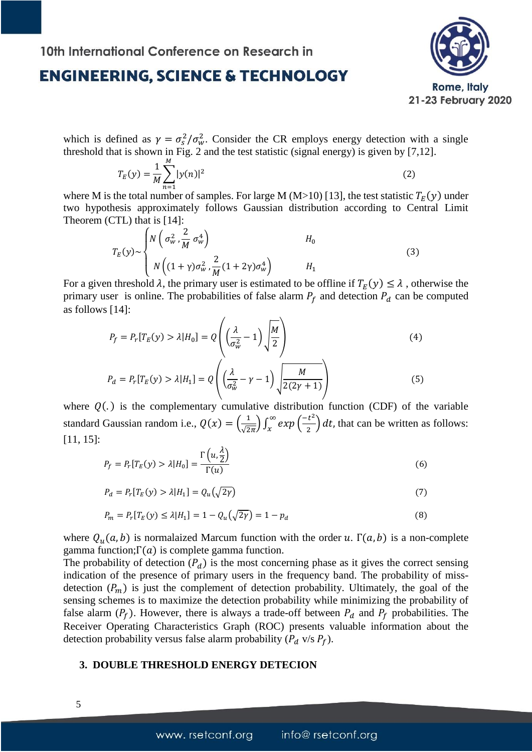which is defined as $\gamma = \sigma_s^2/\sigma_w^2$. Consider the CR employs energy detection with a single threshold that is shown in Fig. 2 and the test statistic (signal energy) is given by [7,12].

$$T_E(y) = \frac{1}{M}\sum_{n=1}^{M} |y(n)|^2 \tag{2}$$

where M is the total number of samples. For large M (M>10) [13], the test statistic $T_E(y)$ under two hypothesis approximately follows Gaussian distribution according to Central Limit Theorem (CTL) that is [14]:

$$T_E(y) \sim \begin{cases} N\left(\sigma_w^2, \frac{2}{M}\sigma_w^4\right) & H_0 \\ N\left((1+\gamma)\sigma_w^2, \frac{2}{M}(1+2\gamma)\sigma_w^4\right) & H_1 \end{cases} \tag{3}$$

For a given threshold $\lambda$, the primary user is estimated to be offline if $T_E(y) \leq \lambda$ , otherwise the primary user is online. The probabilities of false alarm $P_f$ and detection $P_d$ can be computed as follows [14]:

$$P_f = P_r[T_E(y) > \lambda | H_0] = Q\left(\left(\frac{\lambda}{\sigma_w^2} - 1\right)\sqrt{\frac{M}{2}}\right) \tag{4}$$

$$P_d = P_r[T_E(y) > \lambda | H_1] = Q\left(\left(\frac{\lambda}{\sigma_w^2} - \gamma - 1\right)\sqrt{\frac{M}{2(2\gamma+1)}}\right) \tag{5}$$

where $Q(.)$ is the complementary cumulative distribution function (CDF) of the variable standard Gaussian random i.e., $Q(x) = \left(\frac{1}{\sqrt{2\pi}}\right)\int_x^\infty exp\left(\frac{-t^2}{2}\right)dt$, that can be written as follows: [11, 15]:

$$P_f = P_r[T_E(y) > \lambda | H_0] = \frac{\Gamma\left(u, \frac{\lambda}{2}\right)}{\Gamma(u)} \tag{6}$$

$$P_d = P_r[T_E(y) > \lambda | H_1] = Q_u\left(\sqrt{2\gamma}\right) \tag{7}$$

$$P_m = P_r[T_E(y) \leq \lambda | H_1] = 1 - Q_u\left(\sqrt{2\gamma}\right) = 1 - p_d \tag{8}$$

where $Q_u(a, b)$ is normalaized Marcum function with the order $u$. $\Gamma(a, b)$ is a non-complete gamma function;$\Gamma(a)$ is complete gamma function.

The probability of detection ($P_d$) is the most concerning phase as it gives the correct sensing indication of the presence of primary users in the frequency band. The probability of miss-detection ($P_m$) is just the complement of detection probability. Ultimately, the goal of the sensing schemes is to maximize the detection probability while minimizing the probability of false alarm ($P_f$). However, there is always a trade-off between $P_d$ and $P_f$ probabilities. The Receiver Operating Characteristics Graph (ROC) presents valuable information about the detection probability versus false alarm probability ($P_d$ v/s $P_f$).

## 3. DOUBLE THRESHOLD ENERGY DETECION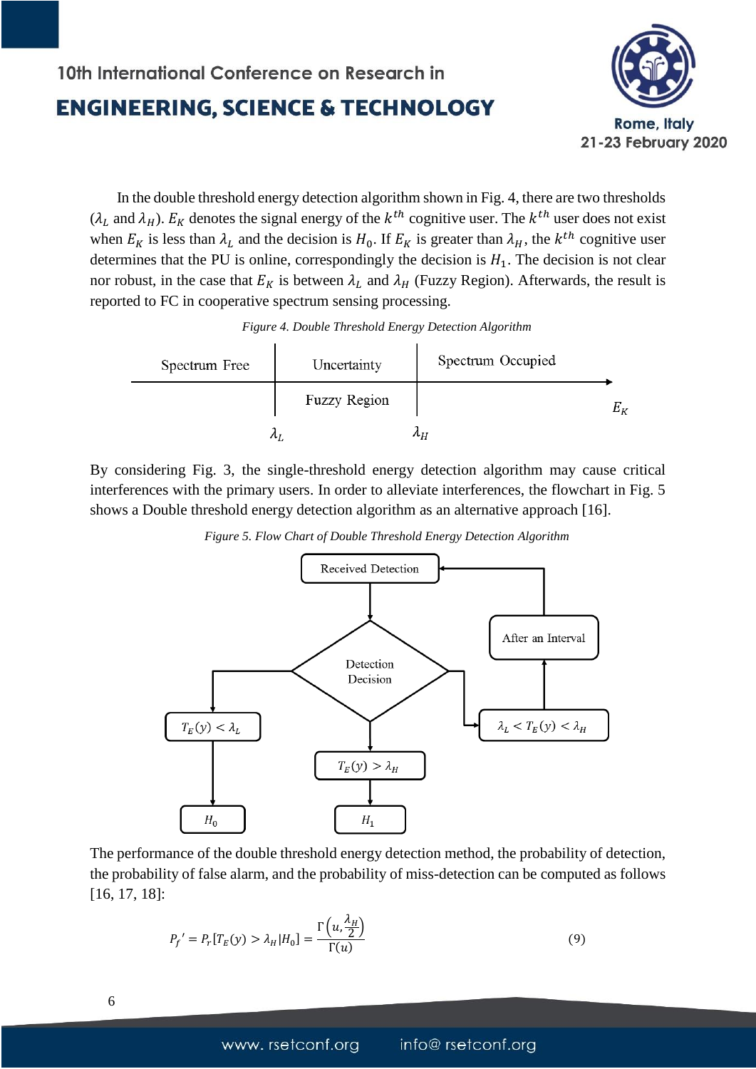In the double threshold energy detection algorithm shown in Fig. 4, there are two thresholds ($\lambda_L$ and $\lambda_H$). $E_K$ denotes the signal energy of the $k^{th}$ cognitive user. The $k^{th}$ user does not exist when $E_K$ is less than $\lambda_L$ and the decision is $H_0$. If $E_K$ is greater than $\lambda_H$, the $k^{th}$ cognitive user determines that the PU is online, correspondingly the decision is $H_1$. The decision is not clear nor robust, in the case that $E_K$ is between $\lambda_L$ and $\lambda_H$ (Fuzzy Region). Afterwards, the result is reported to FC in cooperative spectrum sensing processing.

*Figure 4. Double Threshold Energy Detection Algorithm*

Spectrum Free | Uncertainty / Fuzzy Region | Spectrum Occupied — $\lambda_L$, $\lambda_H$, $E_K$

By considering Fig. 3, the single-threshold energy detection algorithm may cause critical interferences with the primary users. In order to alleviate interferences, the flowchart in Fig. 5 shows a Double threshold energy detection algorithm as an alternative approach [16].

*Figure 5. Flow Chart of Double Threshold Energy Detection Algorithm*

Received Detection → Detection Decision → $T_E(y) < \lambda_L$ → $H_0$; $T_E(y) > \lambda_H$ → $H_1$; $\lambda_L < T_E(y) < \lambda_H$ → After an Interval → Received Detection

The performance of the double threshold energy detection method, the probability of detection, the probability of false alarm, and the probability of miss-detection can be computed as follows [16, 17, 18]:

$$P_f{}' = P_r[T_E(y) > \lambda_H | H_0] = \frac{\Gamma\left(u, \frac{\lambda_H}{2}\right)}{\Gamma(u)} \tag{9}$$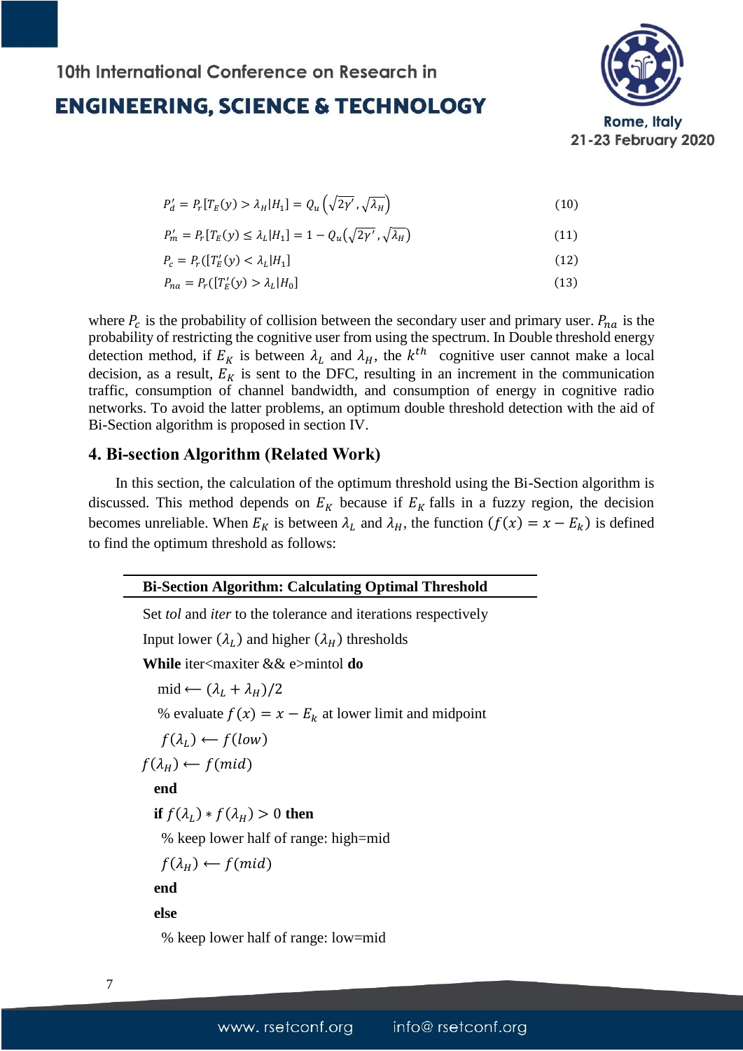$$P'_d = P_r[T_E(y) > \lambda_H | H_1] = Q_u\left(\sqrt{2\gamma'}, \sqrt{\lambda_H}\right) \quad (10)$$

$$P'_m = P_r[T_E(y) \leq \lambda_L | H_1] = 1 - Q_u\left(\sqrt{2\gamma'}, \sqrt{\lambda_H}\right) \quad (11)$$

$$P_c = P_r([T'_E(y) < \lambda_L | H_1] \quad (12)$$

$$P_{na} = P_r([T'_E(y) > \lambda_L | H_0] \quad (13)$$

where $P_c$ is the probability of collision between the secondary user and primary user. $P_{na}$ is the probability of restricting the cognitive user from using the spectrum. In Double threshold energy detection method, if $E_K$ is between $\lambda_L$ and $\lambda_H$, the $k^{th}$ cognitive user cannot make a local decision, as a result, $E_K$ is sent to the DFC, resulting in an increment in the communication traffic, consumption of channel bandwidth, and consumption of energy in cognitive radio networks. To avoid the latter problems, an optimum double threshold detection with the aid of Bi-Section algorithm is proposed in section IV.

## 4. Bi-section Algorithm (Related Work)

In this section, the calculation of the optimum threshold using the Bi-Section algorithm is discussed. This method depends on $E_K$ because if $E_K$ falls in a fuzzy region, the decision becomes unreliable. When $E_K$ is between $\lambda_L$ and $\lambda_H$, the function ($f(x) = x - E_k$) is defined to find the optimum threshold as follows:

**Bi-Section Algorithm: Calculating Optimal Threshold**

Set *tol* and *iter* to the tolerance and iterations respectively

Input lower ($\lambda_L$) and higher ($\lambda_H$) thresholds

**While** iter<maxiter && e>mintol **do**

mid $\longleftarrow (\lambda_L + \lambda_H)/2$

% evaluate $f(x) = x - E_k$ at lower limit and midpoint

$f(\lambda_L) \longleftarrow f(low)$

$f(\lambda_H) \longleftarrow f(mid)$

**end**

**if** $f(\lambda_L) * f(\lambda_H) > 0$ **then**

% keep lower half of range: high=mid

$f(\lambda_H) \longleftarrow f(mid)$

**end**

**else**

% keep lower half of range: low=mid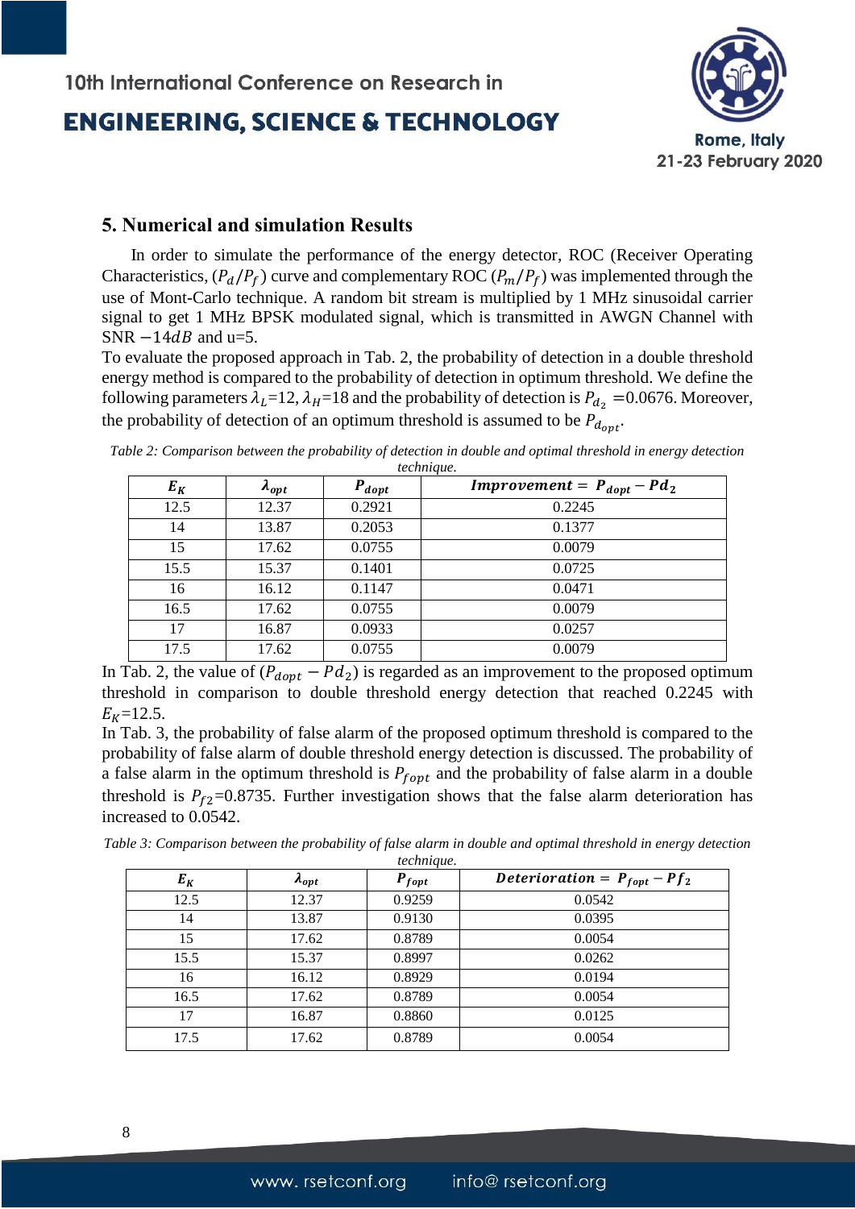## 5. Numerical and simulation Results

In order to simulate the performance of the energy detector, ROC (Receiver Operating Characteristics, $(P_d/P_f)$ curve and complementary ROC $(P_m/P_f)$ was implemented through the use of Mont-Carlo technique. A random bit stream is multiplied by 1 MHz sinusoidal carrier signal to get 1 MHz BPSK modulated signal, which is transmitted in AWGN Channel with SNR $-14dB$ and u=5.

To evaluate the proposed approach in Tab. 2, the probability of detection in a double threshold energy method is compared to the probability of detection in optimum threshold. We define the following parameters $\lambda_L$=12, $\lambda_H$=18 and the probability of detection is $P_{d_2}$ =0.0676. Moreover, the probability of detection of an optimum threshold is assumed to be $P_{d_{opt}}$.

*Table 2: Comparison between the probability of detection in double and optimal threshold in energy detection technique.*

| $E_K$ | $\lambda_{opt}$ | $P_{dopt}$ | $Improvement = P_{dopt} - Pd_2$ |
|---|---|---|---|
| 12.5 | 12.37 | 0.2921 | 0.2245 |
| 14 | 13.87 | 0.2053 | 0.1377 |
| 15 | 17.62 | 0.0755 | 0.0079 |
| 15.5 | 15.37 | 0.1401 | 0.0725 |
| 16 | 16.12 | 0.1147 | 0.0471 |
| 16.5 | 17.62 | 0.0755 | 0.0079 |
| 17 | 16.87 | 0.0933 | 0.0257 |
| 17.5 | 17.62 | 0.0755 | 0.0079 |

In Tab. 2, the value of $(P_{dopt} - Pd_2)$ is regarded as an improvement to the proposed optimum threshold in comparison to double threshold energy detection that reached 0.2245 with $E_K$=12.5.

In Tab. 3, the probability of false alarm of the proposed optimum threshold is compared to the probability of false alarm of double threshold energy detection is discussed. The probability of a false alarm in the optimum threshold is $P_{fopt}$ and the probability of false alarm in a double threshold is $P_{f2}$=0.8735. Further investigation shows that the false alarm deterioration has increased to 0.0542.

*Table 3: Comparison between the probability of false alarm in double and optimal threshold in energy detection technique.*

| $E_K$ | $\lambda_{opt}$ | $P_{fopt}$ | $Deterioration = P_{fopt} - Pf_2$ |
|---|---|---|---|
| 12.5 | 12.37 | 0.9259 | 0.0542 |
| 14 | 13.87 | 0.9130 | 0.0395 |
| 15 | 17.62 | 0.8789 | 0.0054 |
| 15.5 | 15.37 | 0.8997 | 0.0262 |
| 16 | 16.12 | 0.8929 | 0.0194 |
| 16.5 | 17.62 | 0.8789 | 0.0054 |
| 17 | 16.87 | 0.8860 | 0.0125 |
| 17.5 | 17.62 | 0.8789 | 0.0054 |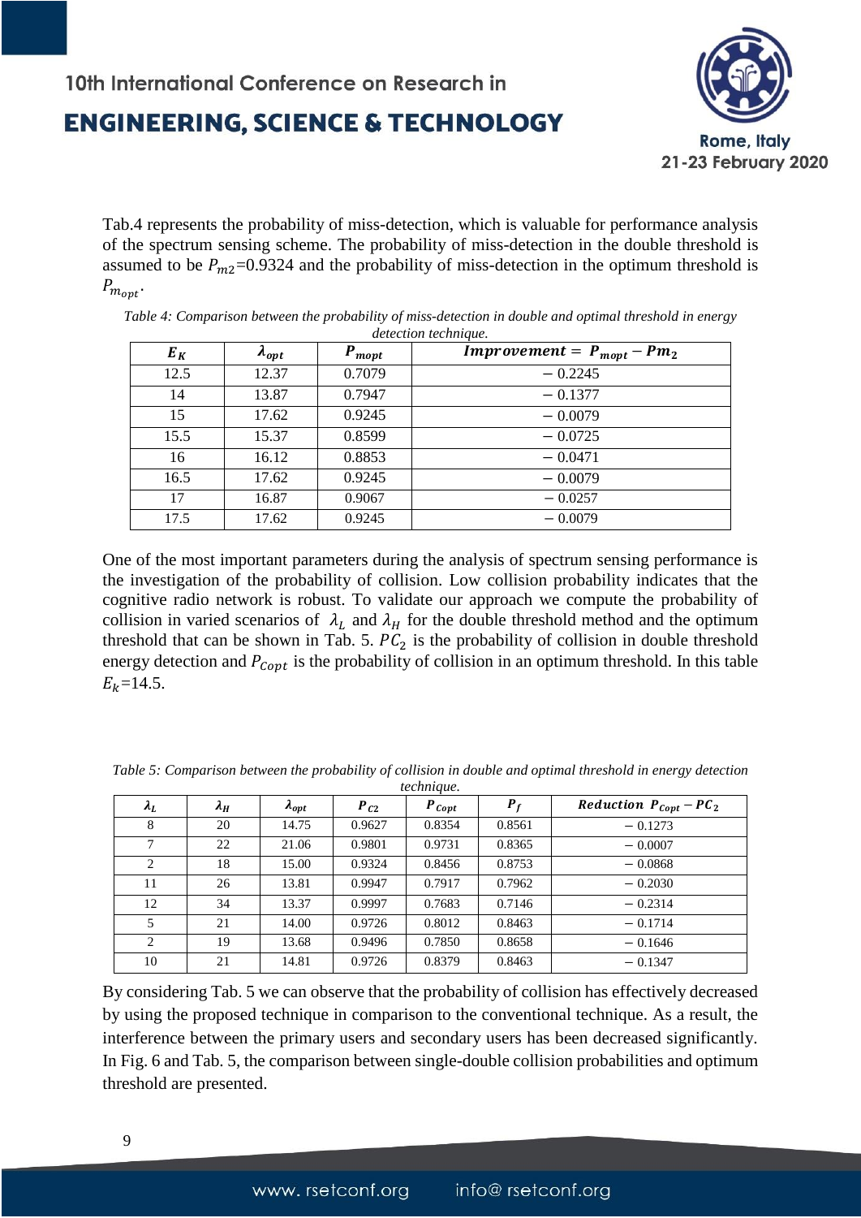Tab.4 represents the probability of miss-detection, which is valuable for performance analysis of the spectrum sensing scheme. The probability of miss-detection in the double threshold is assumed to be $P_{m2}$=0.9324 and the probability of miss-detection in the optimum threshold is $P_{m_{opt}}$.

*Table 4: Comparison between the probability of miss-detection in double and optimal threshold in energy detection technique.*

| $E_K$ | $\lambda_{opt}$ | $P_{mopt}$ | $Improvement = P_{mopt} - Pm_2$ |
|---|---|---|---|
| 12.5 | 12.37 | 0.7079 | − 0.2245 |
| 14 | 13.87 | 0.7947 | − 0.1377 |
| 15 | 17.62 | 0.9245 | − 0.0079 |
| 15.5 | 15.37 | 0.8599 | − 0.0725 |
| 16 | 16.12 | 0.8853 | − 0.0471 |
| 16.5 | 17.62 | 0.9245 | − 0.0079 |
| 17 | 16.87 | 0.9067 | − 0.0257 |
| 17.5 | 17.62 | 0.9245 | − 0.0079 |

One of the most important parameters during the analysis of spectrum sensing performance is the investigation of the probability of collision. Low collision probability indicates that the cognitive radio network is robust. To validate our approach we compute the probability of collision in varied scenarios of $\lambda_L$ and $\lambda_H$ for the double threshold method and the optimum threshold that can be shown in Tab. 5. $PC_2$ is the probability of collision in double threshold energy detection and $P_{Copt}$ is the probability of collision in an optimum threshold. In this table $E_k$=14.5.

*Table 5: Comparison between the probability of collision in double and optimal threshold in energy detection technique.*

| $\lambda_L$ | $\lambda_H$ | $\lambda_{opt}$ | $P_{C2}$ | $P_{Copt}$ | $P_f$ | $Reduction\ P_{Copt} - PC_2$ |
|---|---|---|---|---|---|---|
| 8 | 20 | 14.75 | 0.9627 | 0.8354 | 0.8561 | − 0.1273 |
| 7 | 22 | 21.06 | 0.9801 | 0.9731 | 0.8365 | − 0.0007 |
| 2 | 18 | 15.00 | 0.9324 | 0.8456 | 0.8753 | − 0.0868 |
| 11 | 26 | 13.81 | 0.9947 | 0.7917 | 0.7962 | − 0.2030 |
| 12 | 34 | 13.37 | 0.9997 | 0.7683 | 0.7146 | − 0.2314 |
| 5 | 21 | 14.00 | 0.9726 | 0.8012 | 0.8463 | − 0.1714 |
| 2 | 19 | 13.68 | 0.9496 | 0.7850 | 0.8658 | − 0.1646 |
| 10 | 21 | 14.81 | 0.9726 | 0.8379 | 0.8463 | − 0.1347 |

By considering Tab. 5 we can observe that the probability of collision has effectively decreased by using the proposed technique in comparison to the conventional technique. As a result, the interference between the primary users and secondary users has been decreased significantly. In Fig. 6 and Tab. 5, the comparison between single-double collision probabilities and optimum threshold are presented.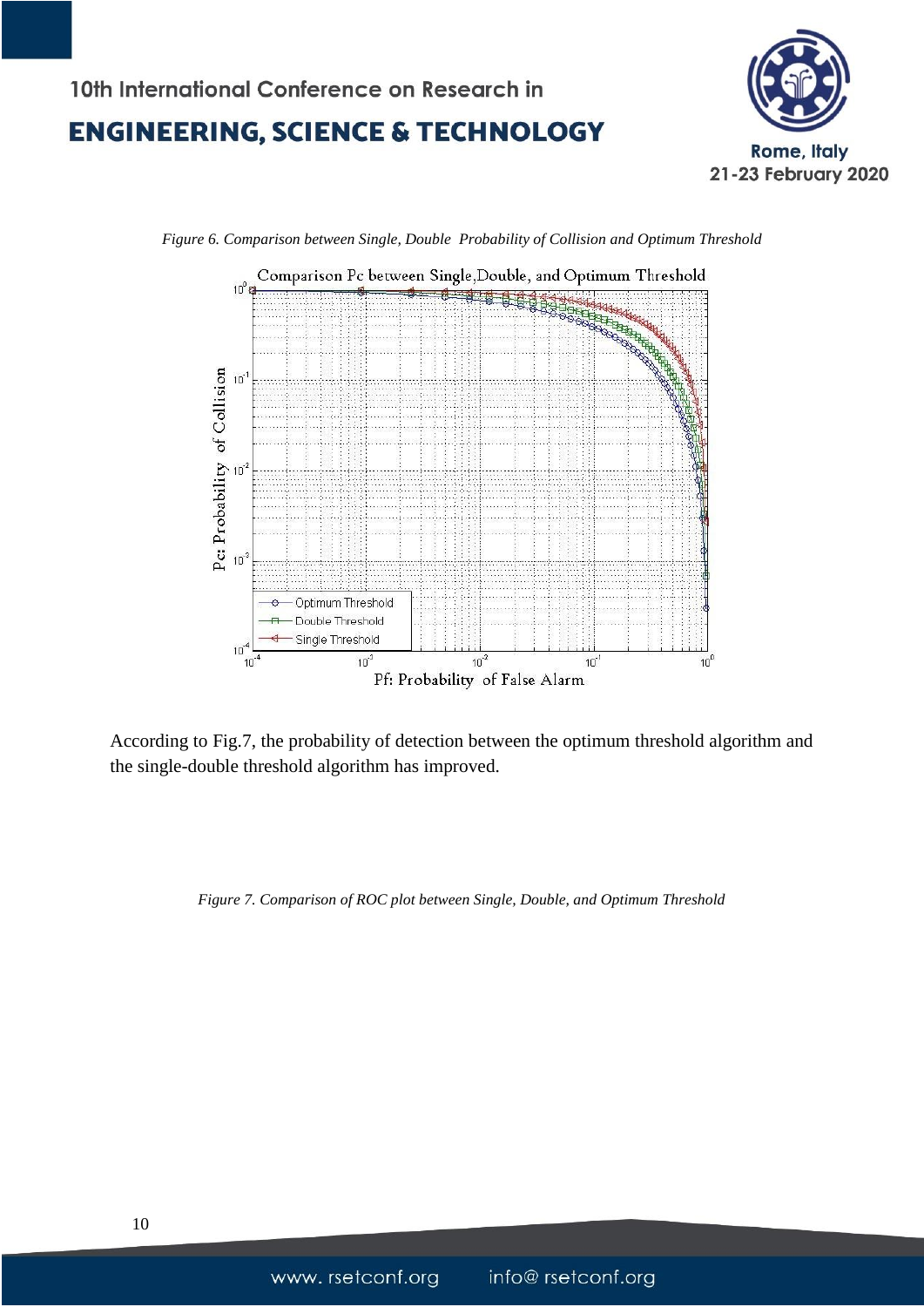*Figure 6. Comparison between Single, Double Probability of Collision and Optimum Threshold*

According to Fig.7, the probability of detection between the optimum threshold algorithm and the single-double threshold algorithm has improved.

*Figure 7. Comparison of ROC plot between Single, Double, and Optimum Threshold*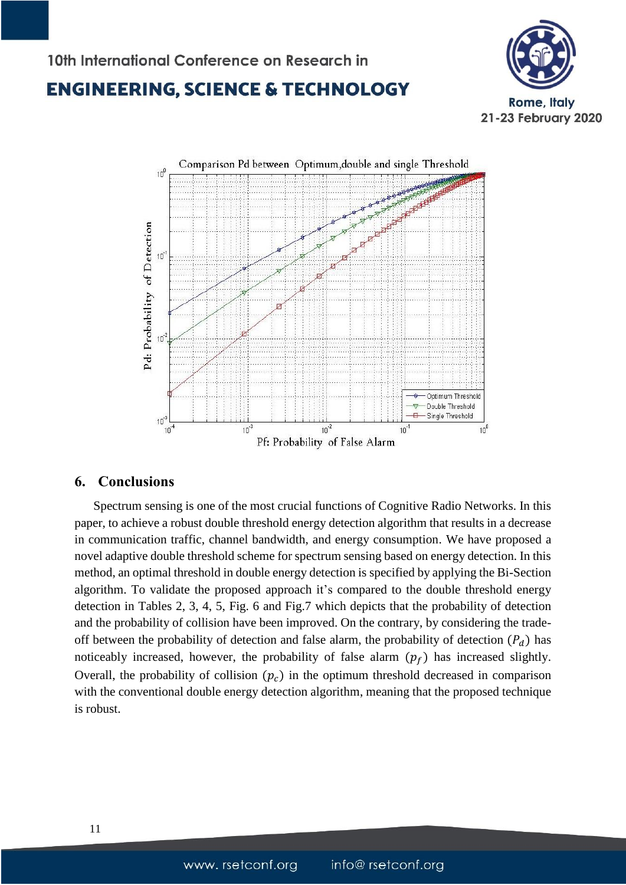## 6. Conclusions

Spectrum sensing is one of the most crucial functions of Cognitive Radio Networks. In this paper, to achieve a robust double threshold energy detection algorithm that results in a decrease in communication traffic, channel bandwidth, and energy consumption. We have proposed a novel adaptive double threshold scheme for spectrum sensing based on energy detection. In this method, an optimal threshold in double energy detection is specified by applying the Bi-Section algorithm. To validate the proposed approach it's compared to the double threshold energy detection in Tables 2, 3, 4, 5, Fig. 6 and Fig.7 which depicts that the probability of detection and the probability of collision have been improved. On the contrary, by considering the trade-off between the probability of detection and false alarm, the probability of detection ($P_d$) has noticeably increased, however, the probability of false alarm ($p_f$) has increased slightly. Overall, the probability of collision ($p_c$) in the optimum threshold decreased in comparison with the conventional double energy detection algorithm, meaning that the proposed technique is robust.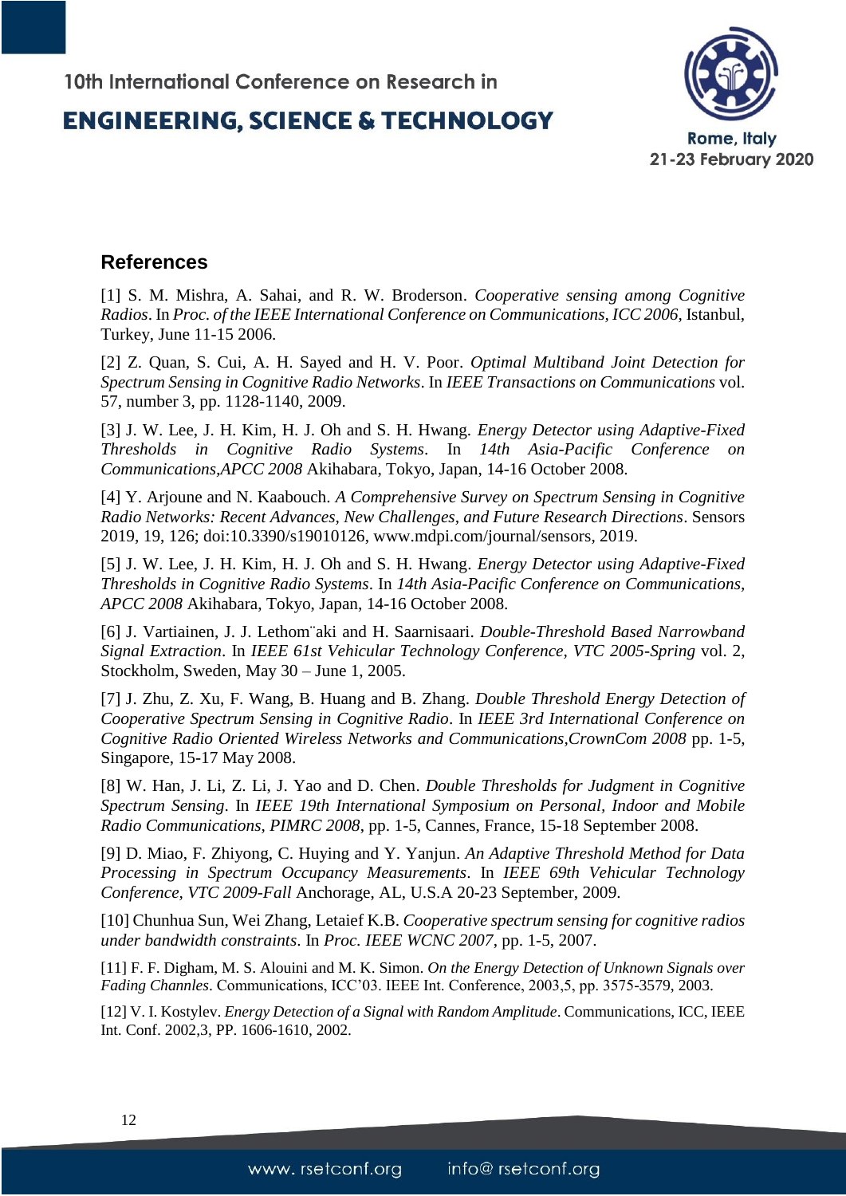## References

[1] S. M. Mishra, A. Sahai, and R. W. Broderson. *Cooperative sensing among Cognitive Radios*. In *Proc. of the IEEE International Conference on Communications, ICC 2006*, Istanbul, Turkey, June 11-15 2006.

[2] Z. Quan, S. Cui, A. H. Sayed and H. V. Poor. *Optimal Multiband Joint Detection for Spectrum Sensing in Cognitive Radio Networks*. In *IEEE Transactions on Communications* vol. 57, number 3, pp. 1128-1140, 2009.

[3] J. W. Lee, J. H. Kim, H. J. Oh and S. H. Hwang. *Energy Detector using Adaptive-Fixed Thresholds in Cognitive Radio Systems*. In *14th Asia-Pacific Conference on Communications,APCC 2008* Akihabara, Tokyo, Japan, 14-16 October 2008.

[4] Y. Arjoune and N. Kaabouch. *A Comprehensive Survey on Spectrum Sensing in Cognitive Radio Networks: Recent Advances, New Challenges, and Future Research Directions*. Sensors 2019, 19, 126; doi:10.3390/s19010126, www.mdpi.com/journal/sensors, 2019.

[5] J. W. Lee, J. H. Kim, H. J. Oh and S. H. Hwang. *Energy Detector using Adaptive-Fixed Thresholds in Cognitive Radio Systems*. In *14th Asia-Pacific Conference on Communications, APCC 2008* Akihabara, Tokyo, Japan, 14-16 October 2008.

[6] J. Vartiainen, J. J. Lethom¨aki and H. Saarnisaari. *Double-Threshold Based Narrowband Signal Extraction*. In *IEEE 61st Vehicular Technology Conference, VTC 2005-Spring* vol. 2, Stockholm, Sweden, May 30 – June 1, 2005.

[7] J. Zhu, Z. Xu, F. Wang, B. Huang and B. Zhang. *Double Threshold Energy Detection of Cooperative Spectrum Sensing in Cognitive Radio*. In *IEEE 3rd International Conference on Cognitive Radio Oriented Wireless Networks and Communications,CrownCom 2008* pp. 1-5, Singapore, 15-17 May 2008.

[8] W. Han, J. Li, Z. Li, J. Yao and D. Chen. *Double Thresholds for Judgment in Cognitive Spectrum Sensing*. In *IEEE 19th International Symposium on Personal, Indoor and Mobile Radio Communications, PIMRC 2008*, pp. 1-5, Cannes, France, 15-18 September 2008.

[9] D. Miao, F. Zhiyong, C. Huying and Y. Yanjun. *An Adaptive Threshold Method for Data Processing in Spectrum Occupancy Measurements*. In *IEEE 69th Vehicular Technology Conference, VTC 2009-Fall* Anchorage, AL, U.S.A 20-23 September, 2009.

[10] Chunhua Sun, Wei Zhang, Letaief K.B. *Cooperative spectrum sensing for cognitive radios under bandwidth constraints*. In *Proc. IEEE WCNC 2007*, pp. 1-5, 2007.

[11] F. F. Digham, M. S. Alouini and M. K. Simon. *On the Energy Detection of Unknown Signals over Fading Channels*. Communications, ICC'03. IEEE Int. Conference, 2003,5, pp. 3575-3579, 2003.

[12] V. I. Kostylev. *Energy Detection of a Signal with Random Amplitude*. Communications, ICC, IEEE Int. Conf. 2002,3, PP. 1606-1610, 2002.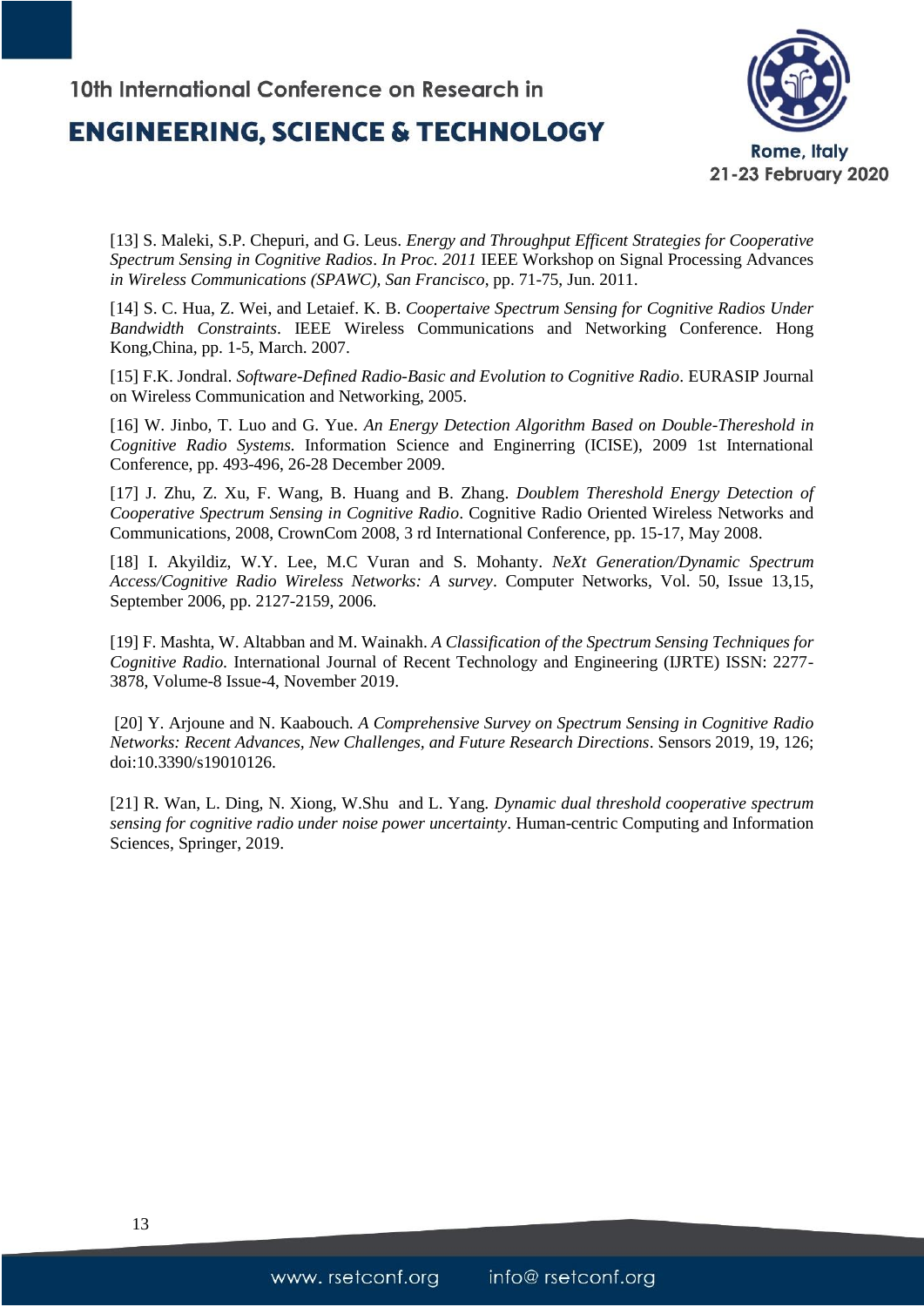[13] S. Maleki, S.P. Chepuri, and G. Leus. *Energy and Throughput Efficent Strategies for Cooperative Spectrum Sensing in Cognitive Radios*. *In Proc. 2011* IEEE Workshop on Signal Processing Advances *in Wireless Communications (SPAWC), San Francisco*, pp. 71-75, Jun. 2011.

[14] S. C. Hua, Z. Wei, and Letaief. K. B. *Coopertaive Spectrum Sensing for Cognitive Radios Under Bandwidth Constraints*. IEEE Wireless Communications and Networking Conference. Hong Kong,China, pp. 1-5, March. 2007.

[15] F.K. Jondral. *Software-Defined Radio-Basic and Evolution to Cognitive Radio*. EURASIP Journal on Wireless Communication and Networking, 2005.

[16] W. Jinbo, T. Luo and G. Yue. *An Energy Detection Algorithm Based on Double-Thereshold in Cognitive Radio Systems*. Information Science and Enginerring (ICISE), 2009 1st International Conference, pp. 493-496, 26-28 December 2009.

[17] J. Zhu, Z. Xu, F. Wang, B. Huang and B. Zhang. *Doublem Thereshold Energy Detection of Cooperative Spectrum Sensing in Cognitive Radio*. Cognitive Radio Oriented Wireless Networks and Communications, 2008, CrownCom 2008, 3 rd International Conference, pp. 15-17, May 2008.

[18] I. Akyildiz, W.Y. Lee, M.C Vuran and S. Mohanty. *NeXt Generation/Dynamic Spectrum Access/Cognitive Radio Wireless Networks: A survey*. Computer Networks, Vol. 50, Issue 13,15, September 2006, pp. 2127-2159, 2006.

[19] F. Mashta, W. Altabban and M. Wainakh. *A Classification of the Spectrum Sensing Techniques for Cognitive Radio.* International Journal of Recent Technology and Engineering (IJRTE) ISSN: 2277-3878, Volume-8 Issue-4, November 2019.

[20] Y. Arjoune and N. Kaabouch. *A Comprehensive Survey on Spectrum Sensing in Cognitive Radio Networks: Recent Advances, New Challenges, and Future Research Directions*. Sensors 2019, 19, 126; doi:10.3390/s19010126.

[21] R. Wan, L. Ding, N. Xiong, W.Shu and L. Yang. *Dynamic dual threshold cooperative spectrum sensing for cognitive radio under noise power uncertainty*. Human-centric Computing and Information Sciences, Springer, 2019.